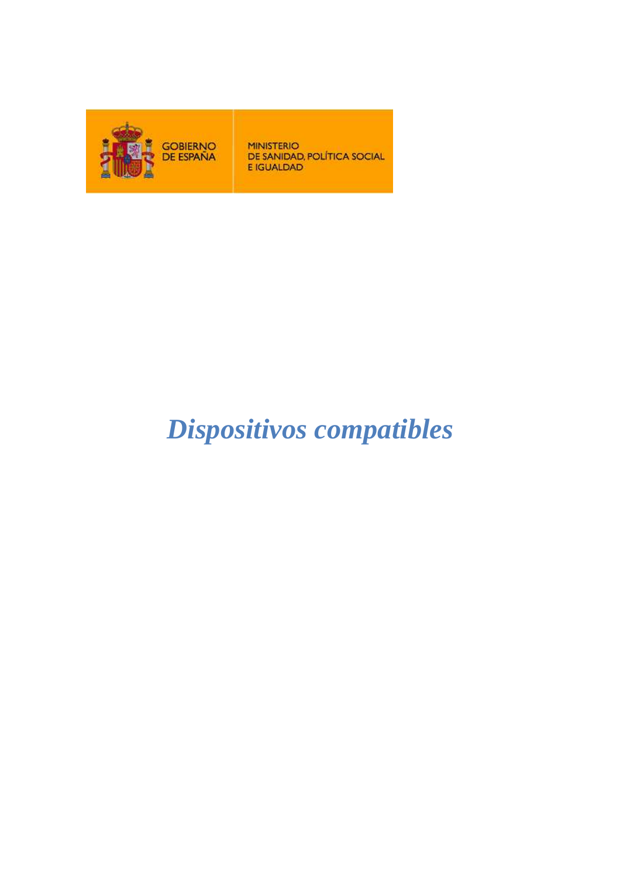GOBIERNO DE ESPAÑA

MINISTERIO DE SANIDAD, POLÍTICA SOCIAL E IGUALDAD

# *Dispositivos compatibles*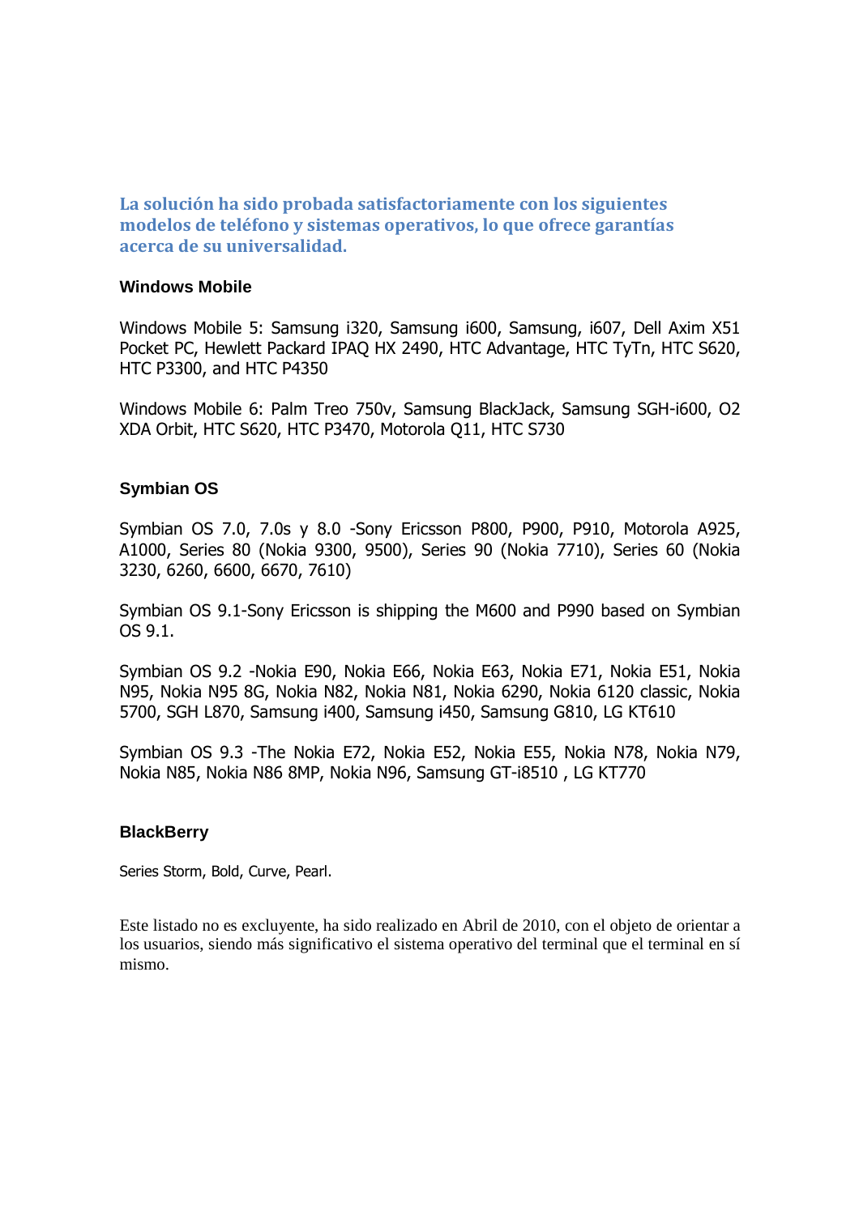## La solución ha sido probada satisfactoriamente con los siguientes modelos de teléfono y sistemas operativos, lo que ofrece garantías acerca de su universalidad.

### Windows Mobile

Windows Mobile 5: Samsung i320, Samsung i600, Samsung, i607, Dell Axim X51 Pocket PC, Hewlett Packard IPAQ HX 2490, HTC Advantage, HTC TyTn, HTC S620, HTC P3300, and HTC P4350

Windows Mobile 6: Palm Treo 750v, Samsung BlackJack, Samsung SGH-i600, O2 XDA Orbit, HTC S620, HTC P3470, Motorola Q11, HTC S730

### Symbian OS

Symbian OS 7.0, 7.0s y 8.0 -Sony Ericsson P800, P900, P910, Motorola A925, A1000, Series 80 (Nokia 9300, 9500), Series 90 (Nokia 7710), Series 60 (Nokia 3230, 6260, 6600, 6670, 7610)

Symbian OS 9.1-Sony Ericsson is shipping the M600 and P990 based on Symbian OS 9.1.

Symbian OS 9.2 -Nokia E90, Nokia E66, Nokia E63, Nokia E71, Nokia E51, Nokia N95, Nokia N95 8G, Nokia N82, Nokia N81, Nokia 6290, Nokia 6120 classic, Nokia 5700, SGH L870, Samsung i400, Samsung i450, Samsung G810, LG KT610

Symbian OS 9.3 -The Nokia E72, Nokia E52, Nokia E55, Nokia N78, Nokia N79, Nokia N85, Nokia N86 8MP, Nokia N96, Samsung GT-i8510 , LG KT770

### BlackBerry

Series Storm, Bold, Curve, Pearl.

Este listado no es excluyente, ha sido realizado en Abril de 2010, con el objeto de orientar a los usuarios, siendo más significativo el sistema operativo del terminal que el terminal en sí mismo.